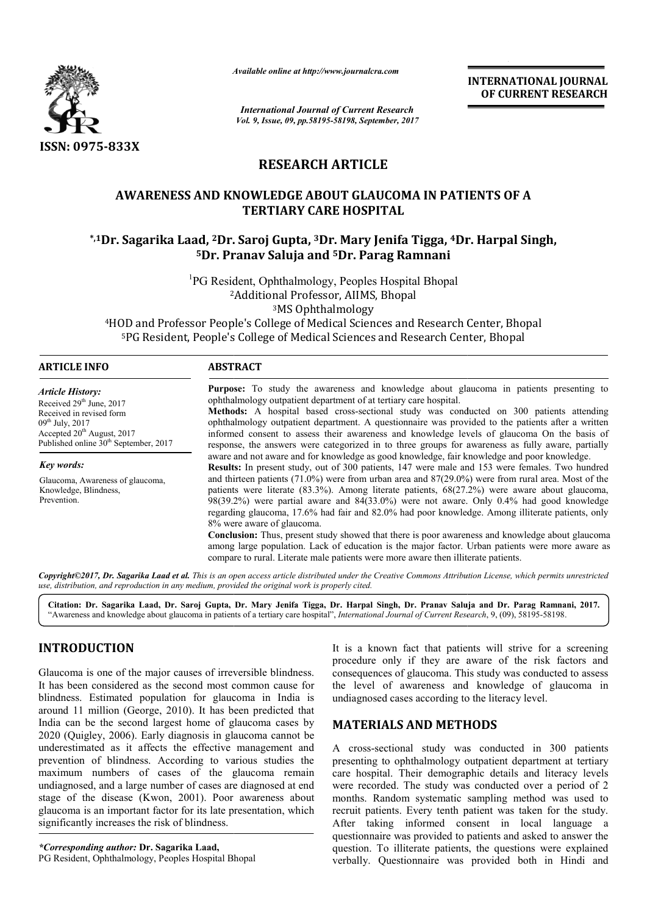ISSN: 0975-833X

*Available online at http://www.journalcra.com*

*International Journal of Current Research*
*Vol. 9, Issue, 09, pp.58195-58198, September, 2017*

**INTERNATIONAL JOURNAL OF CURRENT RESEARCH**

# RESEARCH ARTICLE

# AWARENESS AND KNOWLEDGE ABOUT GLAUCOMA IN PATIENTS OF A TERTIARY CARE HOSPITAL

**\*,1Dr. Sagarika Laad, 2Dr. Saroj Gupta, 3Dr. Mary Jenifa Tigga, 4Dr. Harpal Singh, 5Dr. Pranav Saluja and 5Dr. Parag Ramnani**

[1]PG Resident, Ophthalmology, Peoples Hospital Bhopal
[2]Additional Professor, AIIMS, Bhopal
[3]MS Ophthalmology
[4]HOD and Professor People's College of Medical Sciences and Research Center, Bhopal
[5]PG Resident, People's College of Medical Sciences and Research Center, Bhopal

**ARTICLE INFO**

*Article History:*
Received 29th June, 2017
Received in revised form
09th July, 2017
Accepted 20th August, 2017
Published online 30th September, 2017

*Key words:*
Glaucoma, Awareness of glaucoma, Knowledge, Blindness, Prevention.

**ABSTRACT**

**Purpose:** To study the awareness and knowledge about glaucoma in patients presenting to ophthalmology outpatient department of at tertiary care hospital.

**Methods:** A hospital based cross-sectional study was conducted on 300 patients attending ophthalmology outpatient department. A questionnaire was provided to the patients after a written informed consent to assess their awareness and knowledge levels of glaucoma On the basis of response, the answers were categorized in to three groups for awareness as fully aware, partially aware and not aware and for knowledge as good knowledge, fair knowledge and poor knowledge.

**Results:** In present study, out of 300 patients, 147 were male and 153 were females. Two hundred and thirteen patients (71.0%) were from urban area and 87(29.0%) were from rural area. Most of the patients were literate (83.3%). Among literate patients, 68(27.2%) were aware about glaucoma, 98(39.2%) were partial aware and 84(33.0%) were not aware. Only 0.4% had good knowledge regarding glaucoma, 17.6% had fair and 82.0% had poor knowledge. Among illiterate patients, only 8% were aware of glaucoma.

**Conclusion:** Thus, present study showed that there is poor awareness and knowledge about glaucoma among large population. Lack of education is the major factor. Urban patients were more aware as compare to rural. Literate male patients were more aware then illiterate patients.

*Copyright©2017, Dr. Sagarika Laad et al. This is an open access article distributed under the Creative Commons Attribution License, which permits unrestricted use, distribution, and reproduction in any medium, provided the original work is properly cited.*

**Citation: Dr. Sagarika Laad, Dr. Saroj Gupta, Dr. Mary Jenifa Tigga, Dr. Harpal Singh, Dr. Pranav Saluja and Dr. Parag Ramnani, 2017.** "Awareness and knowledge about glaucoma in patients of a tertiary care hospital", *International Journal of Current Research*, 9, (09), 58195-58198.

## INTRODUCTION

Glaucoma is one of the major causes of irreversible blindness. It has been considered as the second most common cause for blindness. Estimated population for glaucoma in India is around 11 million (George, 2010). It has been predicted that India can be the second largest home of glaucoma cases by 2020 (Quigley, 2006). Early diagnosis in glaucoma cannot be underestimated as it affects the effective management and prevention of blindness. According to various studies the maximum numbers of cases of the glaucoma remain undiagnosed, and a large number of cases are diagnosed at end stage of the disease (Kwon, 2001). Poor awareness about glaucoma is an important factor for its late presentation, which significantly increases the risk of blindness.

It is a known fact that patients will strive for a screening procedure only if they are aware of the risk factors and consequences of glaucoma. This study was conducted to assess the level of awareness and knowledge of glaucoma in undiagnosed cases according to the literacy level.

## MATERIALS AND METHODS

A cross-sectional study was conducted in 300 patients presenting to ophthalmology outpatient department at tertiary care hospital. Their demographic details and literacy levels were recorded. The study was conducted over a period of 2 months. Random systematic sampling method was used to recruit patients. Every tenth patient was taken for the study. After taking informed consent in local language a questionnaire was provided to patients and asked to answer the question. To illiterate patients, the questions were explained verbally. Questionnaire was provided both in Hindi and

*\*Corresponding author:* **Dr. Sagarika Laad,**
PG Resident, Ophthalmology, Peoples Hospital Bhopal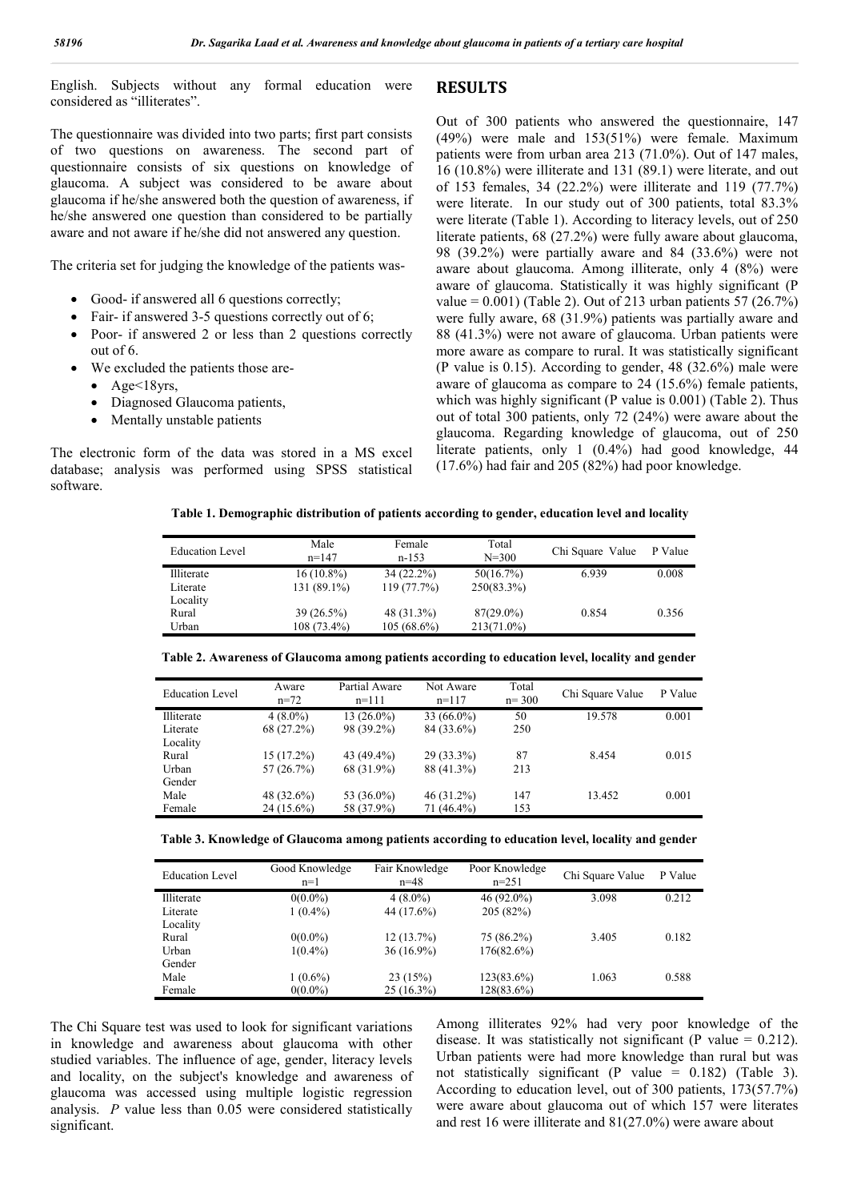English. Subjects without any formal education were considered as "illiterates".

The questionnaire was divided into two parts; first part consists of two questions on awareness. The second part of questionnaire consists of six questions on knowledge of glaucoma. A subject was considered to be aware about glaucoma if he/she answered both the question of awareness, if he/she answered one question than considered to be partially aware and not aware if he/she did not answered any question.

The criteria set for judging the knowledge of the patients was-

- Good- if answered all 6 questions correctly;
- Fair- if answered 3-5 questions correctly out of 6;
- Poor- if answered 2 or less than 2 questions correctly out of 6.
- We excluded the patients those are-
  - Age<18yrs,
  - Diagnosed Glaucoma patients,
  - Mentally unstable patients

The electronic form of the data was stored in a MS excel database; analysis was performed using SPSS statistical software.

## RESULTS

Out of 300 patients who answered the questionnaire, 147 (49%) were male and 153(51%) were female. Maximum patients were from urban area 213 (71.0%). Out of 147 males, 16 (10.8%) were illiterate and 131 (89.1) were literate, and out of 153 females, 34 (22.2%) were illiterate and 119 (77.7%) were literate. In our study out of 300 patients, total 83.3% were literate (Table 1). According to literacy levels, out of 250 literate patients, 68 (27.2%) were fully aware about glaucoma, 98 (39.2%) were partially aware and 84 (33.6%) were not aware about glaucoma. Among illiterate, only 4 (8%) were aware of glaucoma. Statistically it was highly significant (P value = 0.001) (Table 2). Out of 213 urban patients 57 (26.7%) were fully aware, 68 (31.9%) patients was partially aware and 88 (41.3%) were not aware of glaucoma. Urban patients were more aware as compare to rural. It was statistically significant (P value is 0.15). According to gender, 48 (32.6%) male were aware of glaucoma as compare to 24 (15.6%) female patients, which was highly significant (P value is 0.001) (Table 2). Thus out of total 300 patients, only 72 (24%) were aware about the glaucoma. Regarding knowledge of glaucoma, out of 250 literate patients, only 1 (0.4%) had good knowledge, 44 (17.6%) had fair and 205 (82%) had poor knowledge.

**Table 1. Demographic distribution of patients according to gender, education level and locality**

| Education Level | Male n=147 | Female n-153 | Total N=300 | Chi Square Value | P Value |
|---|---|---|---|---|---|
| Illiterate | 16 (10.8%) | 34 (22.2%) | 50(16.7%) | 6.939 | 0.008 |
| Literate | 131 (89.1%) | 119 (77.7%) | 250(83.3%) | | |
| Locality | | | | | |
| Rural | 39 (26.5%) | 48 (31.3%) | 87(29.0%) | 0.854 | 0.356 |
| Urban | 108 (73.4%) | 105 (68.6%) | 213(71.0%) | | |

**Table 2. Awareness of Glaucoma among patients according to education level, locality and gender**

| Education Level | Aware n=72 | Partial Aware n=111 | Not Aware n=117 | Total n= 300 | Chi Square Value | P Value |
|---|---|---|---|---|---|---|
| Illiterate | 4 (8.0%) | 13 (26.0%) | 33 (66.0%) | 50 | 19.578 | 0.001 |
| Literate | 68 (27.2%) | 98 (39.2%) | 84 (33.6%) | 250 | | |
| Locality | | | | | | |
| Rural | 15 (17.2%) | 43 (49.4%) | 29 (33.3%) | 87 | 8.454 | 0.015 |
| Urban | 57 (26.7%) | 68 (31.9%) | 88 (41.3%) | 213 | | |
| Gender | | | | | | |
| Male | 48 (32.6%) | 53 (36.0%) | 46 (31.2%) | 147 | 13.452 | 0.001 |
| Female | 24 (15.6%) | 58 (37.9%) | 71 (46.4%) | 153 | | |

**Table 3. Knowledge of Glaucoma among patients according to education level, locality and gender**

| Education Level | Good Knowledge n=1 | Fair Knowledge n=48 | Poor Knowledge n=251 | Chi Square Value | P Value |
|---|---|---|---|---|---|
| Illiterate | 0(0.0%) | 4 (8.0%) | 46 (92.0%) | 3.098 | 0.212 |
| Literate | 1 (0.4%) | 44 (17.6%) | 205 (82%) | | |
| Locality | | | | | |
| Rural | 0(0.0%) | 12 (13.7%) | 75 (86.2%) | 3.405 | 0.182 |
| Urban | 1(0.4%) | 36 (16.9%) | 176(82.6%) | | |
| Gender | | | | | |
| Male | 1 (0.6%) | 23 (15%) | 123(83.6%) | 1.063 | 0.588 |
| Female | 0(0.0%) | 25 (16.3%) | 128(83.6%) | | |

The Chi Square test was used to look for significant variations in knowledge and awareness about glaucoma with other studied variables. The influence of age, gender, literacy levels and locality, on the subject's knowledge and awareness of glaucoma was accessed using multiple logistic regression analysis. *P* value less than 0.05 were considered statistically significant.

Among illiterates 92% had very poor knowledge of the disease. It was statistically not significant (P value = 0.212). Urban patients were had more knowledge than rural but was not statistically significant (P value = 0.182) (Table 3). According to education level, out of 300 patients, 173(57.7%) were aware about glaucoma out of which 157 were literates and rest 16 were illiterate and 81(27.0%) were aware about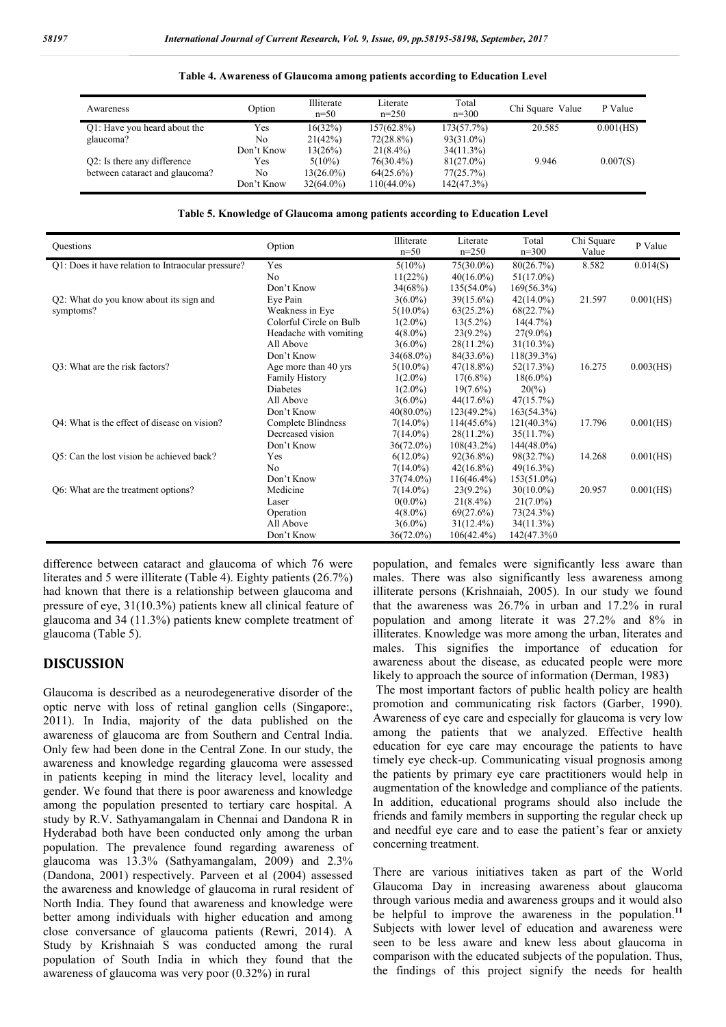**Table 4. Awareness of Glaucoma among patients according to Education Level**

| Awareness | Option | Illiterate n=50 | Literate n=250 | Total n=300 | Chi Square Value | P Value |
|---|---|---|---|---|---|---|
| Q1: Have you heard about the glaucoma? | Yes | 16(32%) | 157(62.8%) | 173(57.7%) | 20.585 | 0.001(HS) |
| | No | 21(42%) | 72(28.8%) | 93(31.0%) | | |
| | Don't Know | 13(26%) | 21(8.4%) | 34(11.3%) | | |
| Q2: Is there any difference between cataract and glaucoma? | Yes | 5(10%) | 76(30.4%) | 81(27.0%) | 9.946 | 0.007(S) |
| | No | 13(26.0%) | 64(25.6%) | 77(25.7%) | | |
| | Don't Know | 32(64.0%) | 110(44.0%) | 142(47.3%) | | |

**Table 5. Knowledge of Glaucoma among patients according to Education Level**

| Questions | Option | Illiterate n=50 | Literate n=250 | Total n=300 | Chi Square Value | P Value |
|---|---|---|---|---|---|---|
| Q1: Does it have relation to Intraocular pressure? | Yes | 5(10%) | 75(30.0%) | 80(26.7%) | 8.582 | 0.014(S) |
| | No | 11(22%) | 40(16.0%) | 51(17.0%) | | |
| | Don't Know | 34(68%) | 135(54.0%) | 169(56.3%) | | |
| Q2: What do you know about its sign and symptoms? | Eye Pain | 3(6.0%) | 39(15.6%) | 42(14.0%) | 21.597 | 0.001(HS) |
| | Weakness in Eye | 5(10.0%) | 63(25.2%) | 68(22.7%) | | |
| | Colorful Circle on Bulb | 1(2.0%) | 13(5.2%) | 14(4.7%) | | |
| | Headache with vomiting | 4(8.0%) | 23(9.2%) | 27(9.0%) | | |
| | All Above | 3(6.0%) | 28(11.2%) | 31(10.3%) | | |
| | Don't Know | 34(68.0%) | 84(33.6%) | 118(39.3%) | | |
| Q3: What are the risk factors? | Age more than 40 yrs | 5(10.0%) | 47(18.8%) | 52(17.3%) | 16.275 | 0.003(HS) |
| | Family History | 1(2.0%) | 17(6.8%) | 18(6.0%) | | |
| | Diabetes | 1(2.0%) | 19(7.6%) | 20(%) | | |
| | All Above | 3(6.0%) | 44(17.6%) | 47(15.7%) | | |
| | Don't Know | 40(80.0%) | 123(49.2%) | 163(54.3%) | | |
| Q4: What is the effect of disease on vision? | Complete Blindness | 7(14.0%) | 114(45.6%) | 121(40.3%) | 17.796 | 0.001(HS) |
| | Decreased vision | 7(14.0%) | 28(11.2%) | 35(11.7%) | | |
| | Don't Know | 36(72.0%) | 108(43.2%) | 144(48.0%) | | |
| Q5: Can the lost vision be achieved back? | Yes | 6(12.0%) | 92(36.8%) | 98(32.7%) | 14.268 | 0.001(HS) |
| | No | 7(14.0%) | 42(16.8%) | 49(16.3%) | | |
| | Don't Know | 37(74.0%) | 116(46.4%) | 153(51.0%) | | |
| Q6: What are the treatment options? | Medicine | 7(14.0%) | 23(9.2%) | 30(10.0%) | 20.957 | 0.001(HS) |
| | Laser | 0(0.0%) | 21(8.4%) | 21(7.0%) | | |
| | Operation | 4(8.0%) | 69(27.6%) | 73(24.3%) | | |
| | All Above | 3(6.0%) | 31(12.4%) | 34(11.3%) | | |
| | Don't Know | 36(72.0%) | 106(42.4%) | 142(47.3%0 | | |

difference between cataract and glaucoma of which 76 were literates and 5 were illiterate (Table 4). Eighty patients (26.7%) had known that there is a relationship between glaucoma and pressure of eye, 31(10.3%) patients knew all clinical feature of glaucoma and 34 (11.3%) patients knew complete treatment of glaucoma (Table 5).

## DISCUSSION

Glaucoma is described as a neurodegenerative disorder of the optic nerve with loss of retinal ganglion cells (Singapore:, 2011). In India, majority of the data published on the awareness of glaucoma are from Southern and Central India. Only few had been done in the Central Zone. In our study, the awareness and knowledge regarding glaucoma were assessed in patients keeping in mind the literacy level, locality and gender. We found that there is poor awareness and knowledge among the population presented to tertiary care hospital. A study by R.V. Sathyamangalam in Chennai and Dandona R in Hyderabad both have been conducted only among the urban population. The prevalence found regarding awareness of glaucoma was 13.3% (Sathyamangalam, 2009) and 2.3% (Dandona, 2001) respectively. Parveen et al (2004) assessed the awareness and knowledge of glaucoma in rural resident of North India. They found that awareness and knowledge were better among individuals with higher education and among close conversance of glaucoma patients (Rewri, 2014). A Study by Krishnaiah S was conducted among the rural population of South India in which they found that the awareness of glaucoma was very poor (0.32%) in rural population, and females were significantly less aware than males. There was also significantly less awareness among illiterate persons (Krishnaiah, 2005). In our study we found that the awareness was 26.7% in urban and 17.2% in rural population and among literate it was 27.2% and 8% in illiterates. Knowledge was more among the urban, literates and males. This signifies the importance of education for awareness about the disease, as educated people were more likely to approach the source of information (Derman, 1983)

The most important factors of public health policy are health promotion and communicating risk factors (Garber, 1990). Awareness of eye care and especially for glaucoma is very low among the patients that we analyzed. Effective health education for eye care may encourage the patients to have timely eye check-up. Communicating visual prognosis among the patients by primary eye care practitioners would help in augmentation of the knowledge and compliance of the patients. In addition, educational programs should also include the friends and family members in supporting the regular check up and needful eye care and to ease the patient's fear or anxiety concerning treatment.

There are various initiatives taken as part of the World Glaucoma Day in increasing awareness about glaucoma through various media and awareness groups and it would also be helpful to improve the awareness in the population.[11] Subjects with lower level of education and awareness were seen to be less aware and knew less about glaucoma in comparison with the educated subjects of the population. Thus, the findings of this project signify the needs for health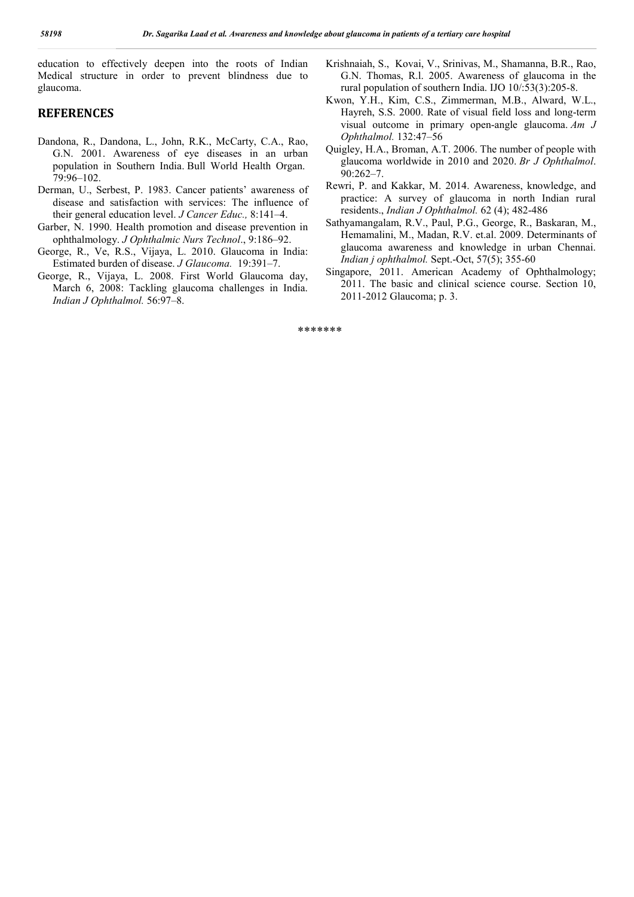education to effectively deepen into the roots of Indian Medical structure in order to prevent blindness due to glaucoma.

## REFERENCES

Dandona, R., Dandona, L., John, R.K., McCarty, C.A., Rao, G.N. 2001. Awareness of eye diseases in an urban population in Southern India. Bull World Health Organ. 79:96–102.

Derman, U., Serbest, P. 1983. Cancer patients' awareness of disease and satisfaction with services: The influence of their general education level. *J Cancer Educ.,* 8:141–4.

Garber, N. 1990. Health promotion and disease prevention in ophthalmology. *J Ophthalmic Nurs Technol*., 9:186–92.

George, R., Ve, R.S., Vijaya, L. 2010. Glaucoma in India: Estimated burden of disease. *J Glaucoma.* 19:391–7.

George, R., Vijaya, L. 2008. First World Glaucoma day, March 6, 2008: Tackling glaucoma challenges in India. *Indian J Ophthalmol.* 56:97–8.

Krishnaiah, S., Kovai, V., Srinivas, M., Shamanna, B.R., Rao, G.N. Thomas, R.l. 2005. Awareness of glaucoma in the rural population of southern India. IJO 10/:53(3):205-8.

Kwon, Y.H., Kim, C.S., Zimmerman, M.B., Alward, W.L., Hayreh, S.S. 2000. Rate of visual field loss and long-term visual outcome in primary open-angle glaucoma. *Am J Ophthalmol.* 132:47–56

Quigley, H.A., Broman, A.T. 2006. The number of people with glaucoma worldwide in 2010 and 2020. *Br J Ophthalmol*. 90:262–7.

Rewri, P. and Kakkar, M. 2014. Awareness, knowledge, and practice: A survey of glaucoma in north Indian rural residents., *Indian J Ophthalmol.* 62 (4); 482-486

Sathyamangalam, R.V., Paul, P.G., George, R., Baskaran, M., Hemamalini, M., Madan, R.V. et.al. 2009. Determinants of glaucoma awareness and knowledge in urban Chennai. *Indian j ophthalmol.* Sept.-Oct, 57(5); 355-60

Singapore, 2011. American Academy of Ophthalmology; 2011. The basic and clinical science course. Section 10, 2011-2012 Glaucoma; p. 3.

*******